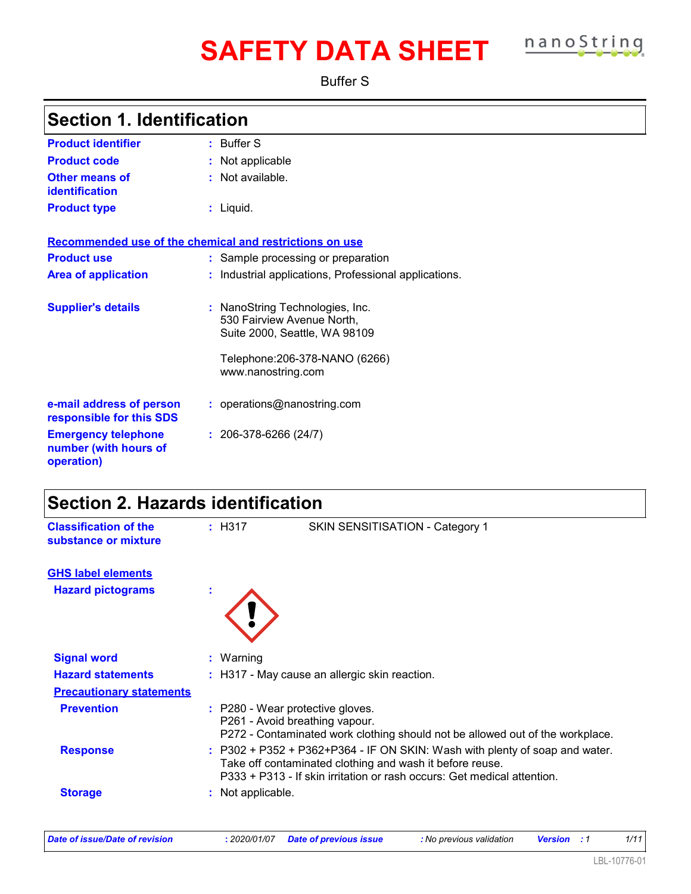# SAFETY DATA SHEET

Buffer S

## Section 1. Identification

**Product identifier** : Buffer S

**Product code** : Not applicable

**Other means of identification** : Not available.

**Product type** : Liquid.

**Recommended use of the chemical and restrictions on use**

**Product use** : Sample processing or preparation

**Area of application** : Industrial applications, Professional applications.

**Supplier's details** : NanoString Technologies, Inc.
530 Fairview Avenue North,
Suite 2000, Seattle, WA 98109

Telephone:206-378-NANO (6266)
www.nanostring.com

**e-mail address of person responsible for this SDS** : operations@nanostring.com

**Emergency telephone number (with hours of operation)** : 206-378-6266 (24/7)

## Section 2. Hazards identification

**Classification of the substance or mixture** : H317 SKIN SENSITISATION - Category 1

**GHS label elements**

**Hazard pictograms** :

**Signal word** : Warning

**Hazard statements** : H317 - May cause an allergic skin reaction.

**Precautionary statements**

**Prevention** : P280 - Wear protective gloves.
P261 - Avoid breathing vapour.
P272 - Contaminated work clothing should not be allowed out of the workplace.

**Response** : P302 + P352 + P362+P364 - IF ON SKIN: Wash with plenty of soap and water. Take off contaminated clothing and wash it before reuse.
P333 + P313 - If skin irritation or rash occurs: Get medical attention.

**Storage** : Not applicable.

*Date of issue/Date of revision* : 2020/01/07 *Date of previous issue* : No previous validation *Version* : 1

LBL-10776-01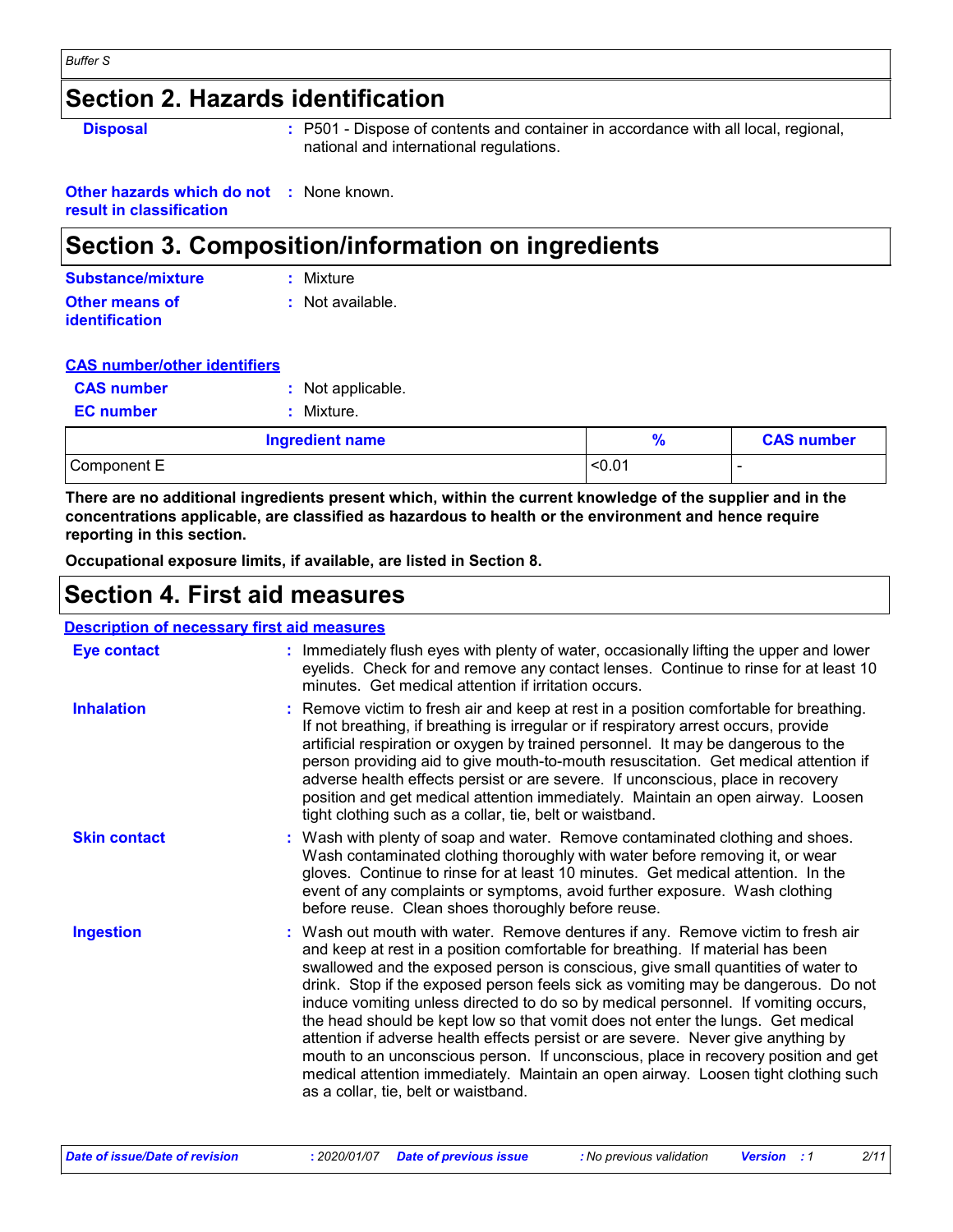## Section 2. Hazards identification

**Disposal** : P501 - Dispose of contents and container in accordance with all local, regional, national and international regulations.

**Other hazards which do not result in classification** : None known.

## Section 3. Composition/information on ingredients

**Substance/mixture** : Mixture

**Other means of identification** : Not available.

**CAS number/other identifiers**

**CAS number** : Not applicable.

**EC number** : Mixture.

| Ingredient name | % | CAS number |
|---|---|---|
| Component E | <0.01 | - |

**There are no additional ingredients present which, within the current knowledge of the supplier and in the concentrations applicable, are classified as hazardous to health or the environment and hence require reporting in this section.**

**Occupational exposure limits, if available, are listed in Section 8.**

## Section 4. First aid measures

**Description of necessary first aid measures**

**Eye contact** : Immediately flush eyes with plenty of water, occasionally lifting the upper and lower eyelids. Check for and remove any contact lenses. Continue to rinse for at least 10 minutes. Get medical attention if irritation occurs.

**Inhalation** : Remove victim to fresh air and keep at rest in a position comfortable for breathing. If not breathing, if breathing is irregular or if respiratory arrest occurs, provide artificial respiration or oxygen by trained personnel. It may be dangerous to the person providing aid to give mouth-to-mouth resuscitation. Get medical attention if adverse health effects persist or are severe. If unconscious, place in recovery position and get medical attention immediately. Maintain an open airway. Loosen tight clothing such as a collar, tie, belt or waistband.

**Skin contact** : Wash with plenty of soap and water. Remove contaminated clothing and shoes. Wash contaminated clothing thoroughly with water before removing it, or wear gloves. Continue to rinse for at least 10 minutes. Get medical attention. In the event of any complaints or symptoms, avoid further exposure. Wash clothing before reuse. Clean shoes thoroughly before reuse.

**Ingestion** : Wash out mouth with water. Remove dentures if any. Remove victim to fresh air and keep at rest in a position comfortable for breathing. If material has been swallowed and the exposed person is conscious, give small quantities of water to drink. Stop if the exposed person feels sick as vomiting may be dangerous. Do not induce vomiting unless directed to do so by medical personnel. If vomiting occurs, the head should be kept low so that vomit does not enter the lungs. Get medical attention if adverse health effects persist or are severe. Never give anything by mouth to an unconscious person. If unconscious, place in recovery position and get medical attention immediately. Maintain an open airway. Loosen tight clothing such as a collar, tie, belt or waistband.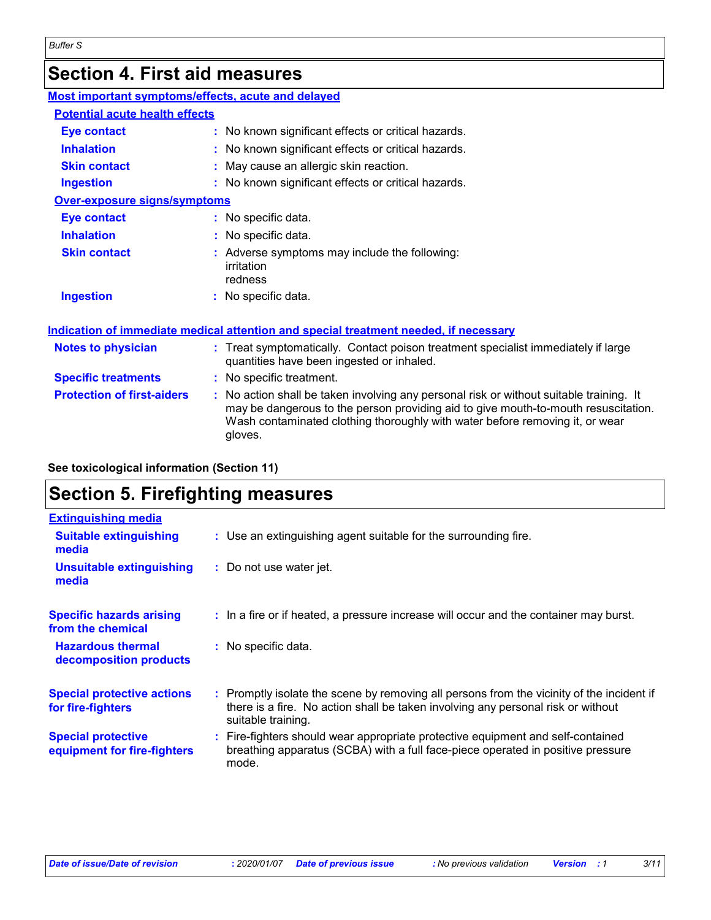## Section 4. First aid measures

### Most important symptoms/effects, acute and delayed

#### Potential acute health effects

**Eye contact** : No known significant effects or critical hazards.

**Inhalation** : No known significant effects or critical hazards.

**Skin contact** : May cause an allergic skin reaction.

**Ingestion** : No known significant effects or critical hazards.

#### Over-exposure signs/symptoms

**Eye contact** : No specific data.

**Inhalation** : No specific data.

**Skin contact** : Adverse symptoms may include the following:
irritation
redness

**Ingestion** : No specific data.

### Indication of immediate medical attention and special treatment needed, if necessary

**Notes to physician** : Treat symptomatically. Contact poison treatment specialist immediately if large quantities have been ingested or inhaled.

**Specific treatments** : No specific treatment.

**Protection of first-aiders** : No action shall be taken involving any personal risk or without suitable training. It may be dangerous to the person providing aid to give mouth-to-mouth resuscitation. Wash contaminated clothing thoroughly with water before removing it, or wear gloves.

**See toxicological information (Section 11)**

## Section 5. Firefighting measures

### Extinguishing media

**Suitable extinguishing media** : Use an extinguishing agent suitable for the surrounding fire.

**Unsuitable extinguishing media** : Do not use water jet.

**Specific hazards arising from the chemical** : In a fire or if heated, a pressure increase will occur and the container may burst.

**Hazardous thermal decomposition products** : No specific data.

**Special protective actions for fire-fighters** : Promptly isolate the scene by removing all persons from the vicinity of the incident if there is a fire. No action shall be taken involving any personal risk or without suitable training.

**Special protective equipment for fire-fighters** : Fire-fighters should wear appropriate protective equipment and self-contained breathing apparatus (SCBA) with a full face-piece operated in positive pressure mode.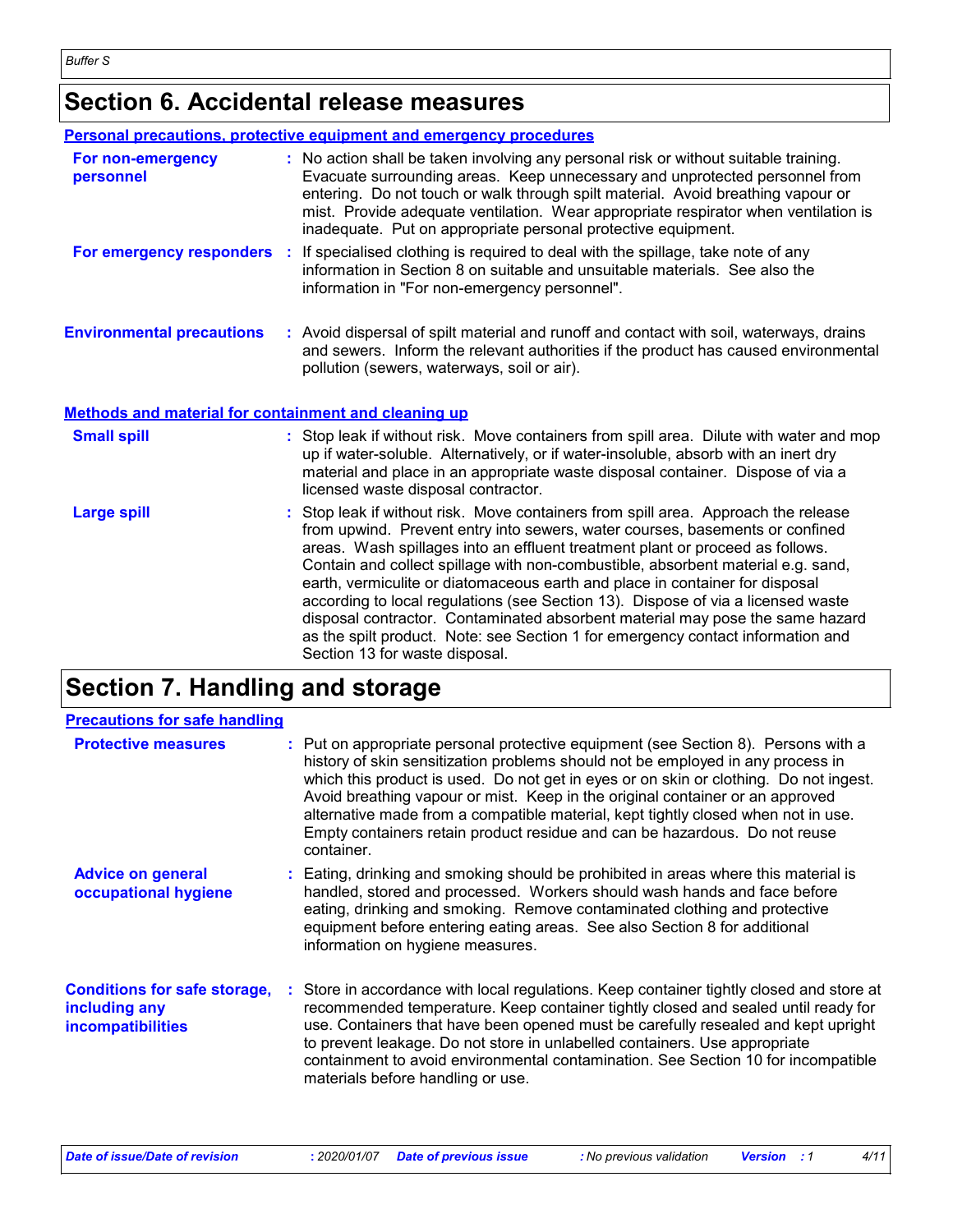# Section 6. Accidental release measures

## Personal precautions, protective equipment and emergency procedures

**For non-emergency personnel** : No action shall be taken involving any personal risk or without suitable training. Evacuate surrounding areas. Keep unnecessary and unprotected personnel from entering. Do not touch or walk through spilt material. Avoid breathing vapour or mist. Provide adequate ventilation. Wear appropriate respirator when ventilation is inadequate. Put on appropriate personal protective equipment.

**For emergency responders** : If specialised clothing is required to deal with the spillage, take note of any information in Section 8 on suitable and unsuitable materials. See also the information in "For non-emergency personnel".

**Environmental precautions** : Avoid dispersal of spilt material and runoff and contact with soil, waterways, drains and sewers. Inform the relevant authorities if the product has caused environmental pollution (sewers, waterways, soil or air).

## Methods and material for containment and cleaning up

**Small spill** : Stop leak if without risk. Move containers from spill area. Dilute with water and mop up if water-soluble. Alternatively, or if water-insoluble, absorb with an inert dry material and place in an appropriate waste disposal container. Dispose of via a licensed waste disposal contractor.

**Large spill** : Stop leak if without risk. Move containers from spill area. Approach the release from upwind. Prevent entry into sewers, water courses, basements or confined areas. Wash spillages into an effluent treatment plant or proceed as follows. Contain and collect spillage with non-combustible, absorbent material e.g. sand, earth, vermiculite or diatomaceous earth and place in container for disposal according to local regulations (see Section 13). Dispose of via a licensed waste disposal contractor. Contaminated absorbent material may pose the same hazard as the spilt product. Note: see Section 1 for emergency contact information and Section 13 for waste disposal.

# Section 7. Handling and storage

## Precautions for safe handling

**Protective measures** : Put on appropriate personal protective equipment (see Section 8). Persons with a history of skin sensitization problems should not be employed in any process in which this product is used. Do not get in eyes or on skin or clothing. Do not ingest. Avoid breathing vapour or mist. Keep in the original container or an approved alternative made from a compatible material, kept tightly closed when not in use. Empty containers retain product residue and can be hazardous. Do not reuse container.

**Advice on general occupational hygiene** : Eating, drinking and smoking should be prohibited in areas where this material is handled, stored and processed. Workers should wash hands and face before eating, drinking and smoking. Remove contaminated clothing and protective equipment before entering eating areas. See also Section 8 for additional information on hygiene measures.

**Conditions for safe storage, including any incompatibilities** : Store in accordance with local regulations. Keep container tightly closed and store at recommended temperature. Keep container tightly closed and sealed until ready for use. Containers that have been opened must be carefully resealed and kept upright to prevent leakage. Do not store in unlabelled containers. Use appropriate containment to avoid environmental contamination. See Section 10 for incompatible materials before handling or use.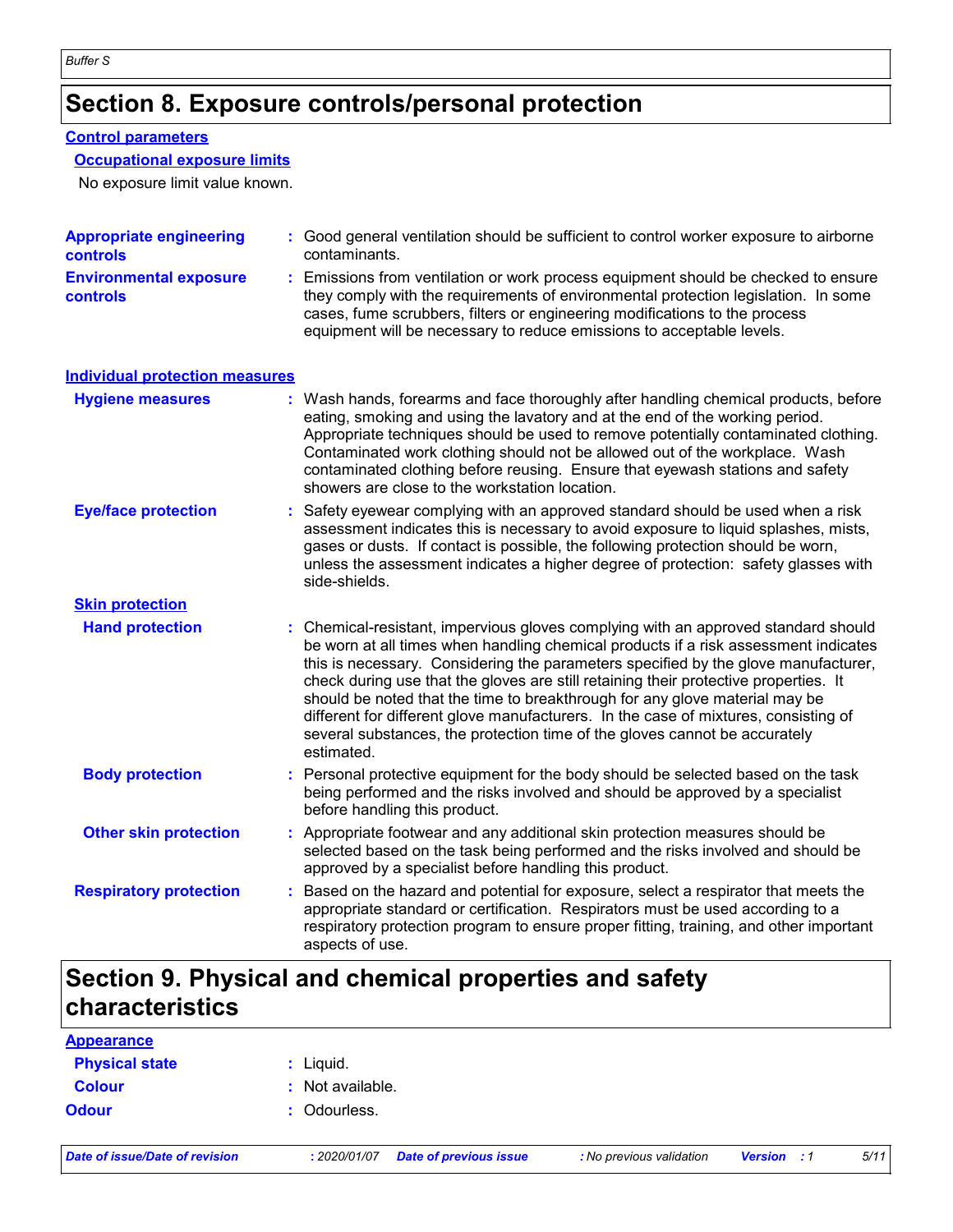# Section 8. Exposure controls/personal protection

## Control parameters

### Occupational exposure limits

No exposure limit value known.

**Appropriate engineering controls** : Good general ventilation should be sufficient to control worker exposure to airborne contaminants.

**Environmental exposure controls** : Emissions from ventilation or work process equipment should be checked to ensure they comply with the requirements of environmental protection legislation. In some cases, fume scrubbers, filters or engineering modifications to the process equipment will be necessary to reduce emissions to acceptable levels.

## Individual protection measures

**Hygiene measures** : Wash hands, forearms and face thoroughly after handling chemical products, before eating, smoking and using the lavatory and at the end of the working period. Appropriate techniques should be used to remove potentially contaminated clothing. Contaminated work clothing should not be allowed out of the workplace. Wash contaminated clothing before reusing. Ensure that eyewash stations and safety showers are close to the workstation location.

**Eye/face protection** : Safety eyewear complying with an approved standard should be used when a risk assessment indicates this is necessary to avoid exposure to liquid splashes, mists, gases or dusts. If contact is possible, the following protection should be worn, unless the assessment indicates a higher degree of protection: safety glasses with side-shields.

### Skin protection

**Hand protection** : Chemical-resistant, impervious gloves complying with an approved standard should be worn at all times when handling chemical products if a risk assessment indicates this is necessary. Considering the parameters specified by the glove manufacturer, check during use that the gloves are still retaining their protective properties. It should be noted that the time to breakthrough for any glove material may be different for different glove manufacturers. In the case of mixtures, consisting of several substances, the protection time of the gloves cannot be accurately estimated.

**Body protection** : Personal protective equipment for the body should be selected based on the task being performed and the risks involved and should be approved by a specialist before handling this product.

**Other skin protection** : Appropriate footwear and any additional skin protection measures should be selected based on the task being performed and the risks involved and should be approved by a specialist before handling this product.

**Respiratory protection** : Based on the hazard and potential for exposure, select a respirator that meets the appropriate standard or certification. Respirators must be used according to a respiratory protection program to ensure proper fitting, training, and other important aspects of use.

# Section 9. Physical and chemical properties and safety characteristics

## Appearance

**Physical state** : Liquid.

**Colour** : Not available.

**Odour** : Odourless.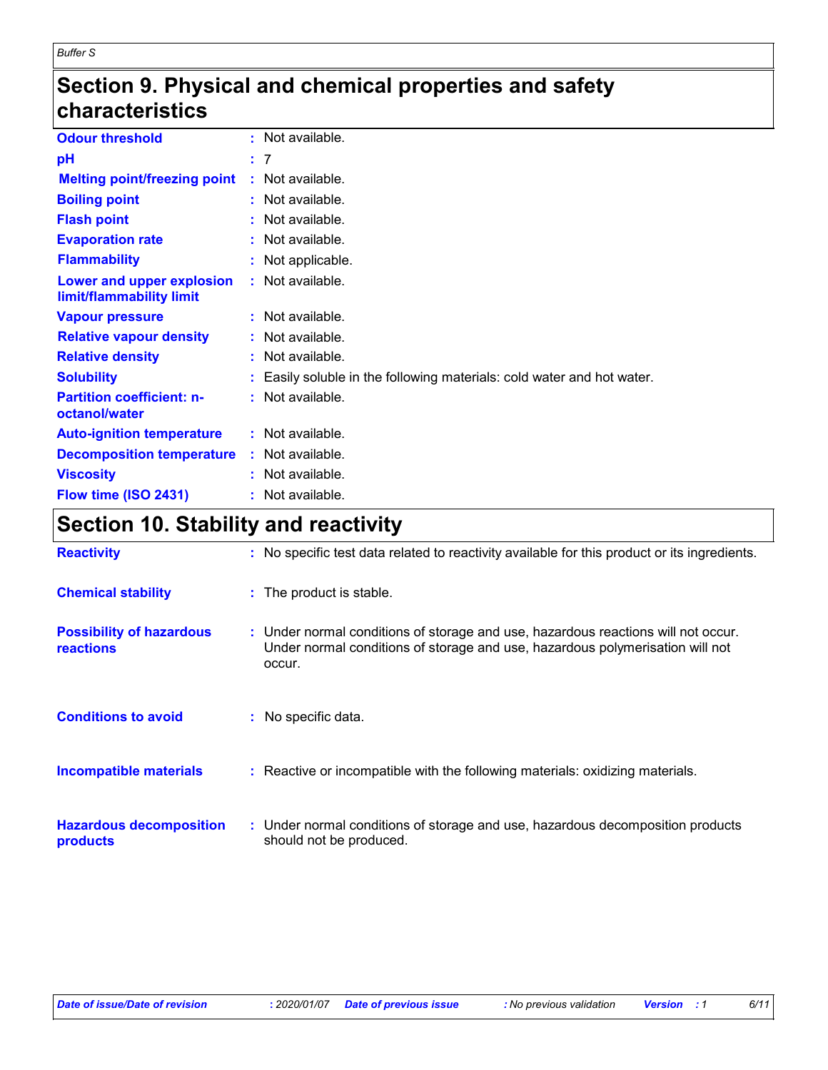## Section 9. Physical and chemical properties and safety characteristics

| | |
|---|---|
| **Odour threshold** | Not available. |
| **pH** | 7 |
| **Melting point/freezing point** | Not available. |
| **Boiling point** | Not available. |
| **Flash point** | Not available. |
| **Evaporation rate** | Not available. |
| **Flammability** | Not applicable. |
| **Lower and upper explosion limit/flammability limit** | Not available. |
| **Vapour pressure** | Not available. |
| **Relative vapour density** | Not available. |
| **Relative density** | Not available. |
| **Solubility** | Easily soluble in the following materials: cold water and hot water. |
| **Partition coefficient: n-octanol/water** | Not available. |
| **Auto-ignition temperature** | Not available. |
| **Decomposition temperature** | Not available. |
| **Viscosity** | Not available. |
| **Flow time (ISO 2431)** | Not available. |

## Section 10. Stability and reactivity

| | |
|---|---|
| **Reactivity** | No specific test data related to reactivity available for this product or its ingredients. |
| **Chemical stability** | The product is stable. |
| **Possibility of hazardous reactions** | Under normal conditions of storage and use, hazardous reactions will not occur. Under normal conditions of storage and use, hazardous polymerisation will not occur. |
| **Conditions to avoid** | No specific data. |
| **Incompatible materials** | Reactive or incompatible with the following materials: oxidizing materials. |
| **Hazardous decomposition products** | Under normal conditions of storage and use, hazardous decomposition products should not be produced. |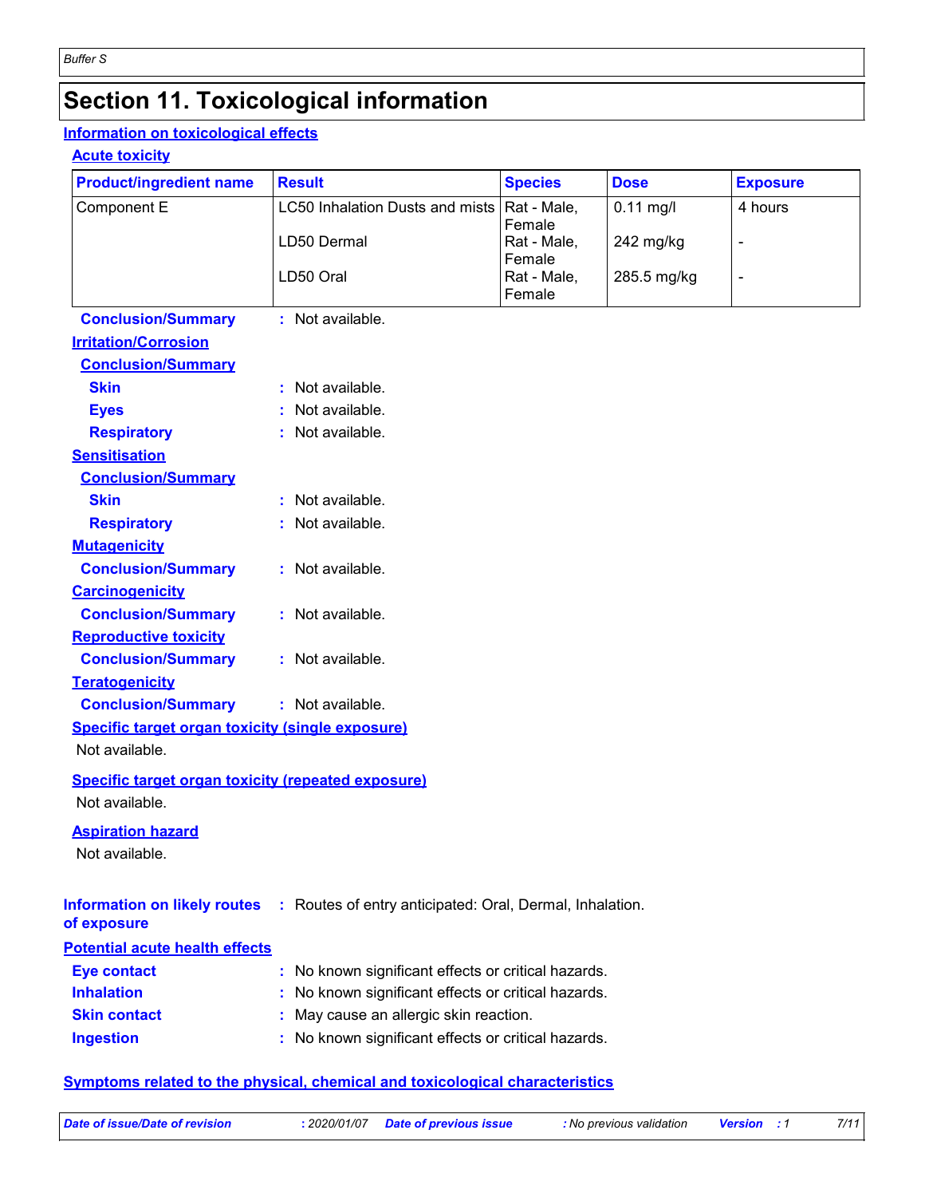# Section 11. Toxicological information

## Information on toxicological effects

### Acute toxicity

| Product/ingredient name | Result | Species | Dose | Exposure |
| --- | --- | --- | --- | --- |
| Component E | LC50 Inhalation Dusts and mists | Rat - Male, Female | 0.11 mg/l | 4 hours |
| | LD50 Dermal | Rat - Male, Female | 242 mg/kg | - |
| | LD50 Oral | Rat - Male, Female | 285.5 mg/kg | - |

**Conclusion/Summary** : Not available.

### Irritation/Corrosion

**Conclusion/Summary**

**Skin** : Not available.

**Eyes** : Not available.

**Respiratory** : Not available.

### Sensitisation

**Conclusion/Summary**

**Skin** : Not available.

**Respiratory** : Not available.

### Mutagenicity

**Conclusion/Summary** : Not available.

### Carcinogenicity

**Conclusion/Summary** : Not available.

### Reproductive toxicity

**Conclusion/Summary** : Not available.

### Teratogenicity

**Conclusion/Summary** : Not available.

### Specific target organ toxicity (single exposure)

Not available.

### Specific target organ toxicity (repeated exposure)

Not available.

### Aspiration hazard

Not available.

**Information on likely routes of exposure** : Routes of entry anticipated: Oral, Dermal, Inhalation.

## Potential acute health effects

**Eye contact** : No known significant effects or critical hazards.

**Inhalation** : No known significant effects or critical hazards.

**Skin contact** : May cause an allergic skin reaction.

**Ingestion** : No known significant effects or critical hazards.

## Symptoms related to the physical, chemical and toxicological characteristics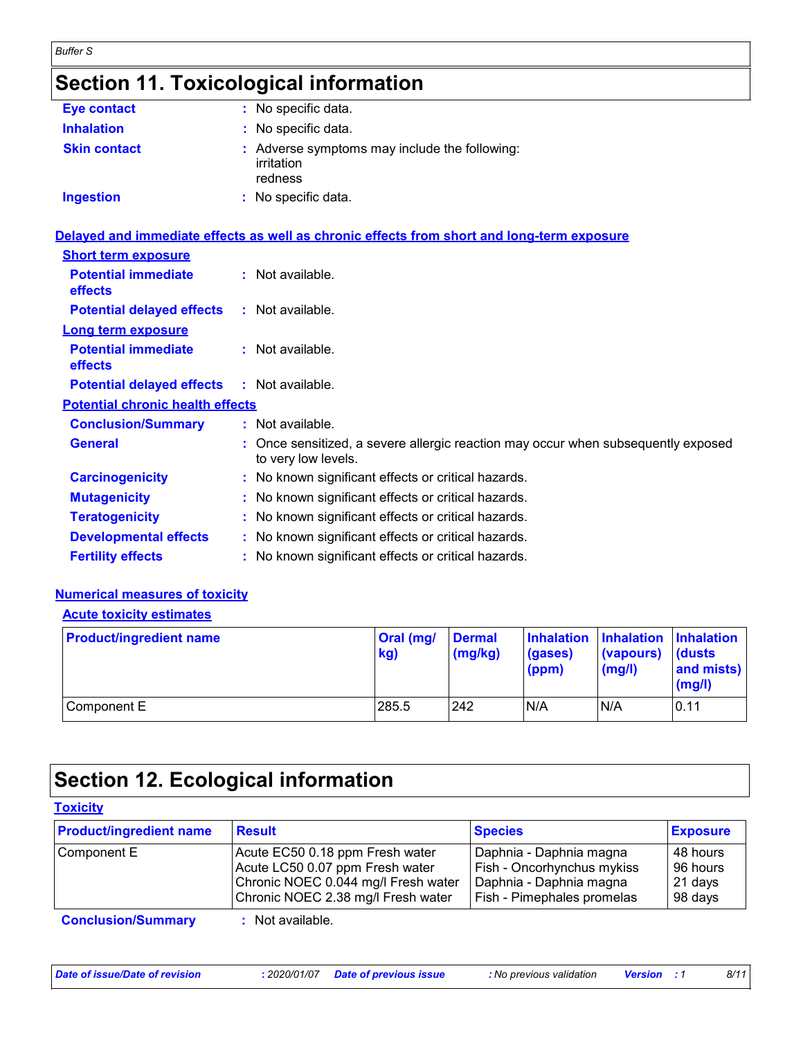## Section 11. Toxicological information

**Eye contact** : No specific data.

**Inhalation** : No specific data.

**Skin contact** : Adverse symptoms may include the following:
irritation
redness

**Ingestion** : No specific data.

### Delayed and immediate effects as well as chronic effects from short and long-term exposure

**Short term exposure**

**Potential immediate effects** : Not available.

**Potential delayed effects** : Not available.

**Long term exposure**

**Potential immediate effects** : Not available.

**Potential delayed effects** : Not available.

**Potential chronic health effects**

**Conclusion/Summary** : Not available.

**General** : Once sensitized, a severe allergic reaction may occur when subsequently exposed to very low levels.

**Carcinogenicity** : No known significant effects or critical hazards.

**Mutagenicity** : No known significant effects or critical hazards.

**Teratogenicity** : No known significant effects or critical hazards.

**Developmental effects** : No known significant effects or critical hazards.

**Fertility effects** : No known significant effects or critical hazards.

### Numerical measures of toxicity

**Acute toxicity estimates**

| Product/ingredient name | Oral (mg/kg) | Dermal (mg/kg) | Inhalation (gases) (ppm) | Inhalation (vapours) (mg/l) | Inhalation (dusts and mists) (mg/l) |
|---|---|---|---|---|---|
| Component E | 285.5 | 242 | N/A | N/A | 0.11 |

## Section 12. Ecological information

### Toxicity

| Product/ingredient name | Result | Species | Exposure |
|---|---|---|---|
| Component E | Acute EC50 0.18 ppm Fresh water | Daphnia - Daphnia magna | 48 hours |
| | Acute LC50 0.07 ppm Fresh water | Fish - Oncorhynchus mykiss | 96 hours |
| | Chronic NOEC 0.044 mg/l Fresh water | Daphnia - Daphnia magna | 21 days |
| | Chronic NOEC 2.38 mg/l Fresh water | Fish - Pimephales promelas | 98 days |

**Conclusion/Summary** : Not available.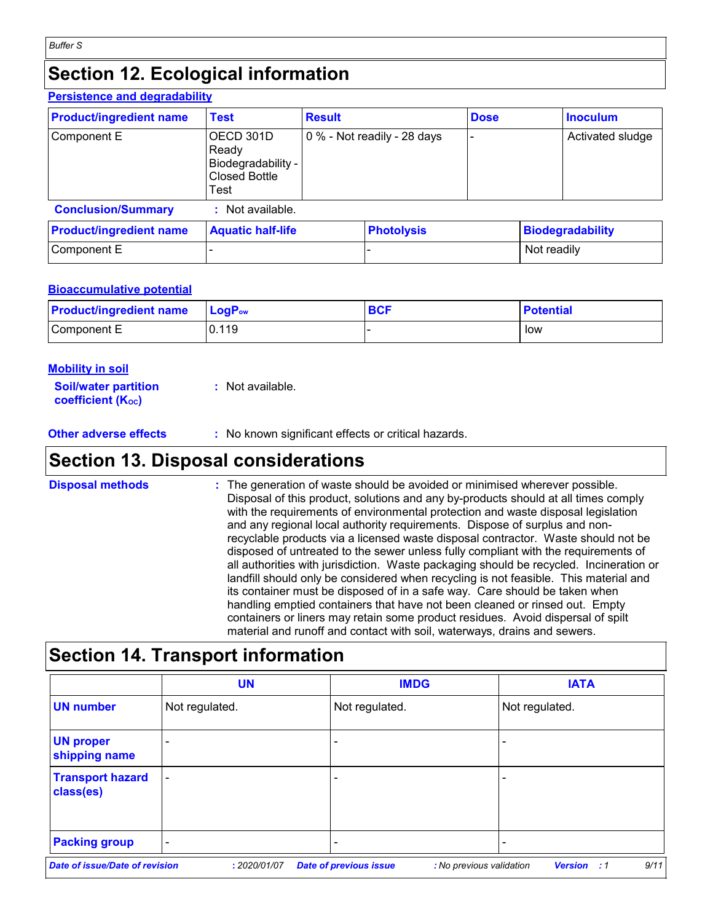# Section 12. Ecological information

### Persistence and degradability

| Product/ingredient name | Test | Result | Dose | Inoculum |
|---|---|---|---|---|
| Component E | OECD 301D Ready Biodegradability - Closed Bottle Test | 0 % - Not readily - 28 days | - | Activated sludge |

**Conclusion/Summary** : Not available.

| Product/ingredient name | Aquatic half-life | Photolysis | Biodegradability |
|---|---|---|---|
| Component E | - | - | Not readily |

### Bioaccumulative potential

| Product/ingredient name | $LogP_{ow}$ | BCF | Potential |
|---|---|---|---|
| Component E | 0.119 | - | low |

### Mobility in soil

**Soil/water partition coefficient ($K_{OC}$)** : Not available.

**Other adverse effects** : No known significant effects or critical hazards.

# Section 13. Disposal considerations

**Disposal methods** : The generation of waste should be avoided or minimised wherever possible. Disposal of this product, solutions and any by-products should at all times comply with the requirements of environmental protection and waste disposal legislation and any regional local authority requirements. Dispose of surplus and non-recyclable products via a licensed waste disposal contractor. Waste should not be disposed of untreated to the sewer unless fully compliant with the requirements of all authorities with jurisdiction. Waste packaging should be recycled. Incineration or landfill should only be considered when recycling is not feasible. This material and its container must be disposed of in a safe way. Care should be taken when handling emptied containers that have not been cleaned or rinsed out. Empty containers or liners may retain some product residues. Avoid dispersal of spilt material and runoff and contact with soil, waterways, drains and sewers.

# Section 14. Transport information

| | UN | IMDG | IATA |
|---|---|---|---|
| **UN number** | Not regulated. | Not regulated. | Not regulated. |
| **UN proper shipping name** | - | - | - |
| **Transport hazard class(es)** | - | - | - |
| **Packing group** | - | - | - |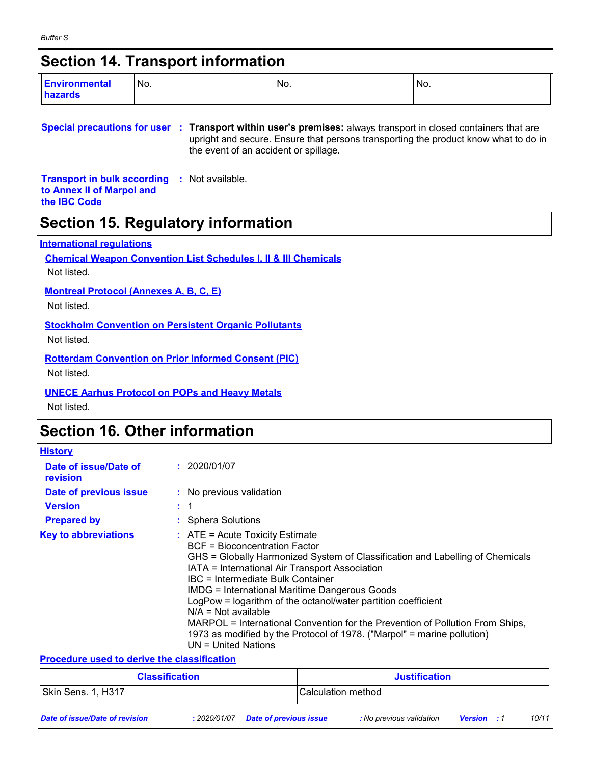## Section 14. Transport information

| Environmental hazards | No. | No. | No. |
|---|---|---|---|

**Special precautions for user** : **Transport within user's premises:** always transport in closed containers that are upright and secure. Ensure that persons transporting the product know what to do in the event of an accident or spillage.

**Transport in bulk according to Annex II of Marpol and the IBC Code** : Not available.

## Section 15. Regulatory information

**International regulations**

**Chemical Weapon Convention List Schedules I, II & III Chemicals**

Not listed.

**Montreal Protocol (Annexes A, B, C, E)**

Not listed.

**Stockholm Convention on Persistent Organic Pollutants**

Not listed.

**Rotterdam Convention on Prior Informed Consent (PIC)**

Not listed.

**UNECE Aarhus Protocol on POPs and Heavy Metals**

Not listed.

## Section 16. Other information

**History**

**Date of issue/Date of revision** : 2020/01/07

**Date of previous issue** : No previous validation

**Version** : 1

**Prepared by** : Sphera Solutions

**Key to abbreviations** : ATE = Acute Toxicity Estimate
BCF = Bioconcentration Factor
GHS = Globally Harmonized System of Classification and Labelling of Chemicals
IATA = International Air Transport Association
IBC = Intermediate Bulk Container
IMDG = International Maritime Dangerous Goods
LogPow = logarithm of the octanol/water partition coefficient
N/A = Not available
MARPOL = International Convention for the Prevention of Pollution From Ships, 1973 as modified by the Protocol of 1978. ("Marpol" = marine pollution)
UN = United Nations

**Procedure used to derive the classification**

| Classification | Justification |
|---|---|
| Skin Sens. 1, H317 | Calculation method |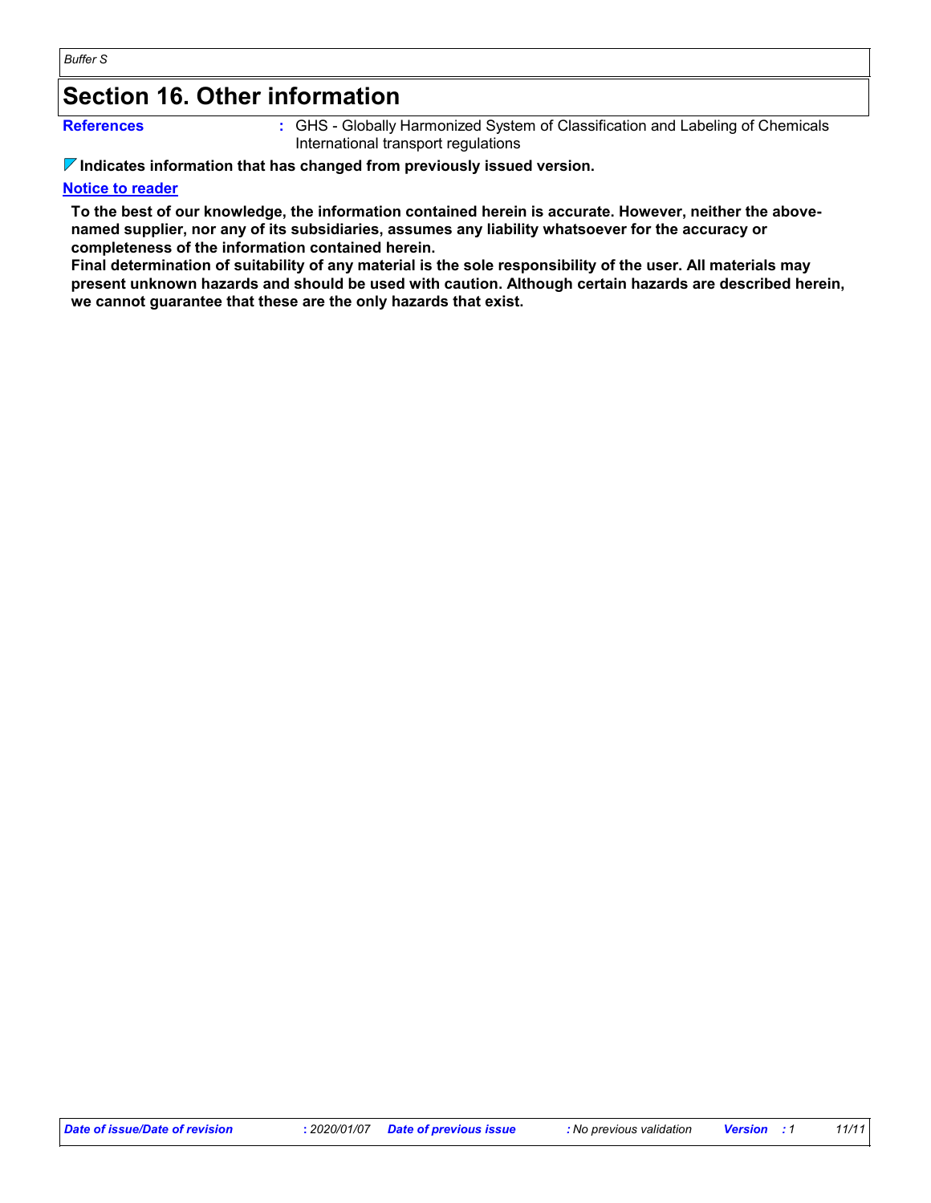# Section 16. Other information

**References** : GHS - Globally Harmonized System of Classification and Labeling of Chemicals
International transport regulations

**Indicates information that has changed from previously issued version.**

**Notice to reader**

**To the best of our knowledge, the information contained herein is accurate. However, neither the above-named supplier, nor any of its subsidiaries, assumes any liability whatsoever for the accuracy or completeness of the information contained herein.**
**Final determination of suitability of any material is the sole responsibility of the user. All materials may present unknown hazards and should be used with caution. Although certain hazards are described herein, we cannot guarantee that these are the only hazards that exist.**